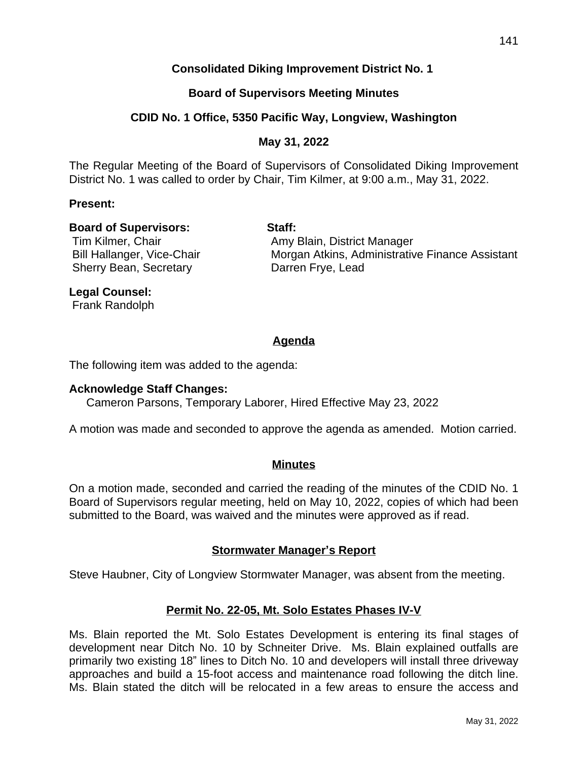# Consolidated Diking Improvement District No. 1

## Board of Supervisors Meeting Minutes

## CDID No. 1 Office, 5350 Pacific Way, Longview, Washington

## May 31, 2022

The Regular Meeting of the Board of Supervisors of Consolidated Diking Improvement District No. 1 was called to order by Chair, Tim Kilmer, at 9:00 a.m., May 31, 2022.

**Present:**

**Board of Supervisors:**
Tim Kilmer, Chair
Bill Hallanger, Vice-Chair
Sherry Bean, Secretary

**Staff:**
Amy Blain, District Manager
Morgan Atkins, Administrative Finance Assistant
Darren Frye, Lead

**Legal Counsel:**
Frank Randolph

### Agenda

The following item was added to the agenda:

**Acknowledge Staff Changes:**
Cameron Parsons, Temporary Laborer, Hired Effective May 23, 2022

A motion was made and seconded to approve the agenda as amended. Motion carried.

### Minutes

On a motion made, seconded and carried the reading of the minutes of the CDID No. 1 Board of Supervisors regular meeting, held on May 10, 2022, copies of which had been submitted to the Board, was waived and the minutes were approved as if read.

### Stormwater Manager's Report

Steve Haubner, City of Longview Stormwater Manager, was absent from the meeting.

### Permit No. 22-05, Mt. Solo Estates Phases IV-V

Ms. Blain reported the Mt. Solo Estates Development is entering its final stages of development near Ditch No. 10 by Schneiter Drive. Ms. Blain explained outfalls are primarily two existing 18" lines to Ditch No. 10 and developers will install three driveway approaches and build a 15-foot access and maintenance road following the ditch line. Ms. Blain stated the ditch will be relocated in a few areas to ensure the access and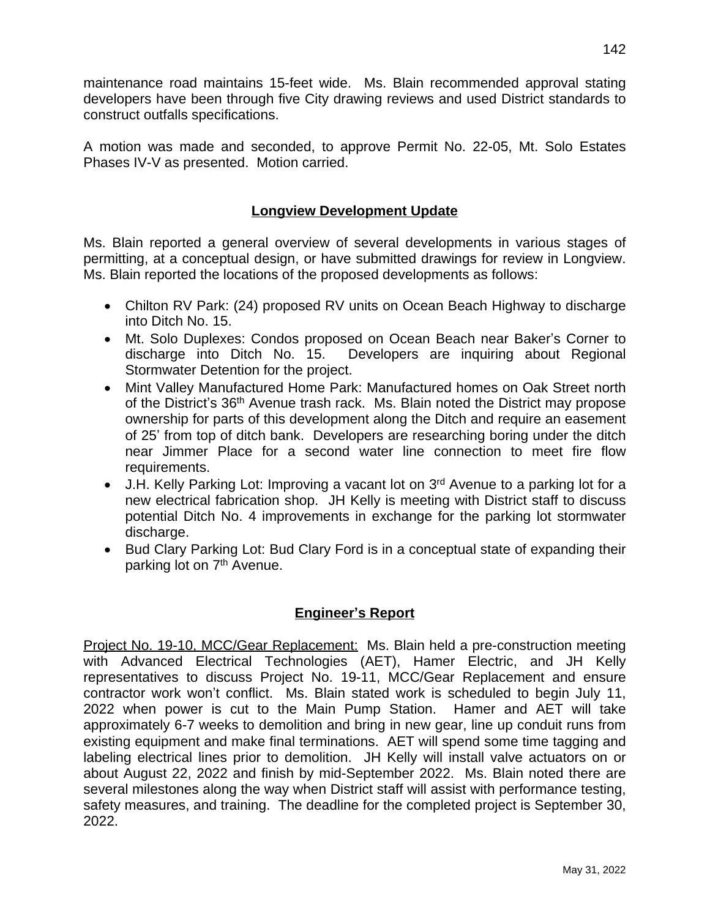maintenance road maintains 15-feet wide. Ms. Blain recommended approval stating developers have been through five City drawing reviews and used District standards to construct outfalls specifications.

A motion was made and seconded, to approve Permit No. 22-05, Mt. Solo Estates Phases IV-V as presented. Motion carried.

## Longview Development Update

Ms. Blain reported a general overview of several developments in various stages of permitting, at a conceptual design, or have submitted drawings for review in Longview. Ms. Blain reported the locations of the proposed developments as follows:

- Chilton RV Park: (24) proposed RV units on Ocean Beach Highway to discharge into Ditch No. 15.
- Mt. Solo Duplexes: Condos proposed on Ocean Beach near Baker's Corner to discharge into Ditch No. 15. Developers are inquiring about Regional Stormwater Detention for the project.
- Mint Valley Manufactured Home Park: Manufactured homes on Oak Street north of the District's 36th Avenue trash rack. Ms. Blain noted the District may propose ownership for parts of this development along the Ditch and require an easement of 25' from top of ditch bank. Developers are researching boring under the ditch near Jimmer Place for a second water line connection to meet fire flow requirements.
- J.H. Kelly Parking Lot: Improving a vacant lot on 3rd Avenue to a parking lot for a new electrical fabrication shop. JH Kelly is meeting with District staff to discuss potential Ditch No. 4 improvements in exchange for the parking lot stormwater discharge.
- Bud Clary Parking Lot: Bud Clary Ford is in a conceptual state of expanding their parking lot on 7th Avenue.

## Engineer's Report

Project No. 19-10, MCC/Gear Replacement: Ms. Blain held a pre-construction meeting with Advanced Electrical Technologies (AET), Hamer Electric, and JH Kelly representatives to discuss Project No. 19-11, MCC/Gear Replacement and ensure contractor work won't conflict. Ms. Blain stated work is scheduled to begin July 11, 2022 when power is cut to the Main Pump Station. Hamer and AET will take approximately 6-7 weeks to demolition and bring in new gear, line up conduit runs from existing equipment and make final terminations. AET will spend some time tagging and labeling electrical lines prior to demolition. JH Kelly will install valve actuators on or about August 22, 2022 and finish by mid-September 2022. Ms. Blain noted there are several milestones along the way when District staff will assist with performance testing, safety measures, and training. The deadline for the completed project is September 30, 2022.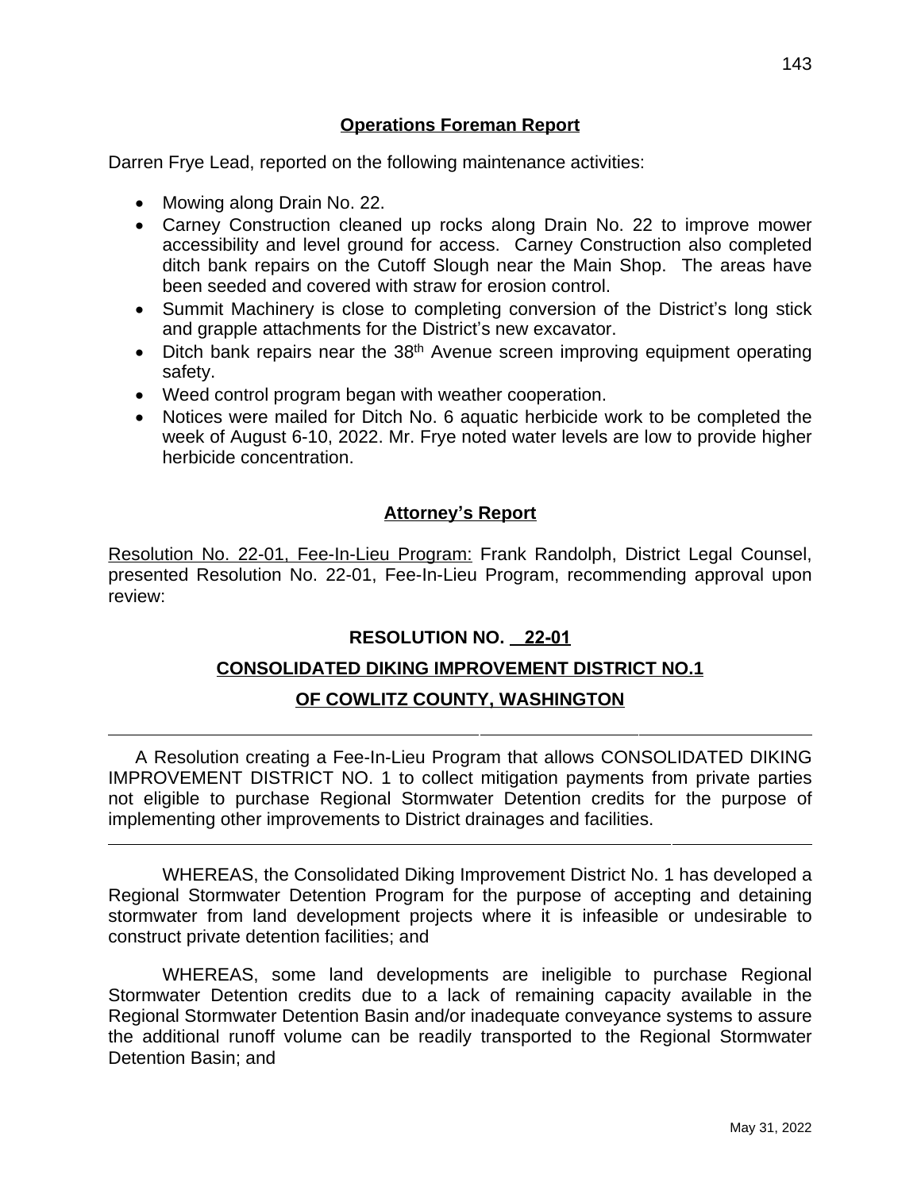## Operations Foreman Report

Darren Frye Lead, reported on the following maintenance activities:

- Mowing along Drain No. 22.
- Carney Construction cleaned up rocks along Drain No. 22 to improve mower accessibility and level ground for access. Carney Construction also completed ditch bank repairs on the Cutoff Slough near the Main Shop. The areas have been seeded and covered with straw for erosion control.
- Summit Machinery is close to completing conversion of the District's long stick and grapple attachments for the District's new excavator.
- Ditch bank repairs near the 38th Avenue screen improving equipment operating safety.
- Weed control program began with weather cooperation.
- Notices were mailed for Ditch No. 6 aquatic herbicide work to be completed the week of August 6-10, 2022. Mr. Frye noted water levels are low to provide higher herbicide concentration.

## Attorney's Report

Resolution No. 22-01, Fee-In-Lieu Program: Frank Randolph, District Legal Counsel, presented Resolution No. 22-01, Fee-In-Lieu Program, recommending approval upon review:

**RESOLUTION NO. 22-01**

**CONSOLIDATED DIKING IMPROVEMENT DISTRICT NO.1**

**OF COWLITZ COUNTY, WASHINGTON**

---

A Resolution creating a Fee-In-Lieu Program that allows CONSOLIDATED DIKING IMPROVEMENT DISTRICT NO. 1 to collect mitigation payments from private parties not eligible to purchase Regional Stormwater Detention credits for the purpose of implementing other improvements to District drainages and facilities.

---

WHEREAS, the Consolidated Diking Improvement District No. 1 has developed a Regional Stormwater Detention Program for the purpose of accepting and detaining stormwater from land development projects where it is infeasible or undesirable to construct private detention facilities; and

WHEREAS, some land developments are ineligible to purchase Regional Stormwater Detention credits due to a lack of remaining capacity available in the Regional Stormwater Detention Basin and/or inadequate conveyance systems to assure the additional runoff volume can be readily transported to the Regional Stormwater Detention Basin; and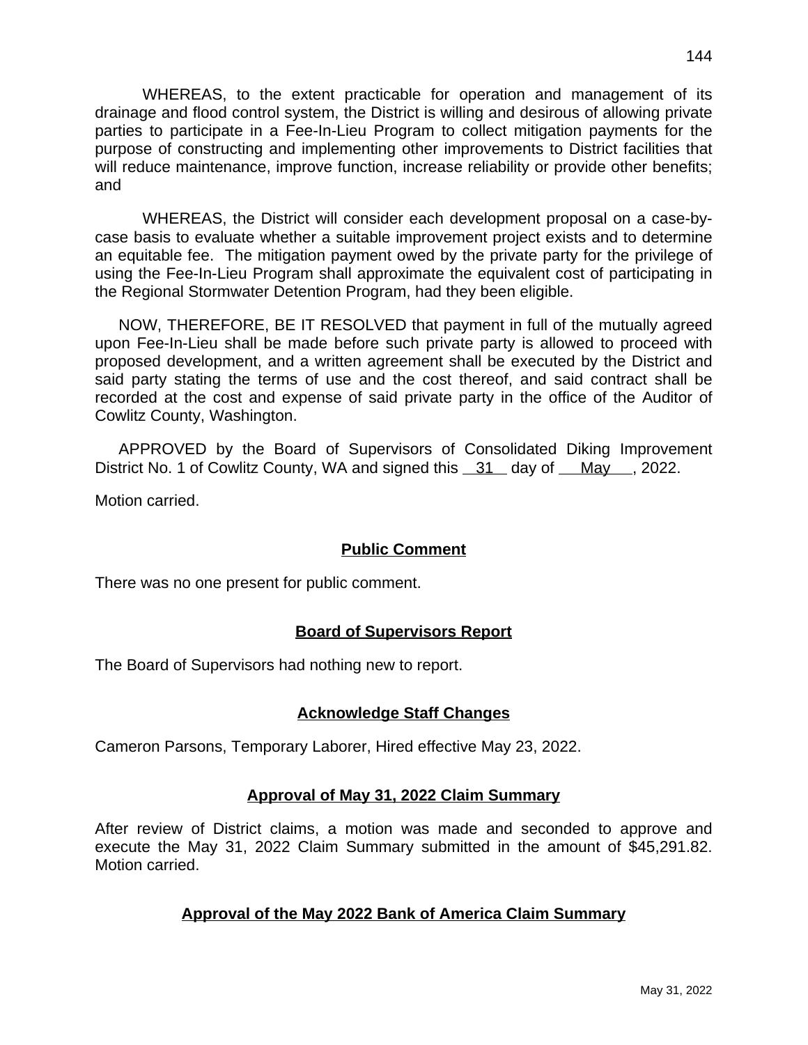WHEREAS, to the extent practicable for operation and management of its drainage and flood control system, the District is willing and desirous of allowing private parties to participate in a Fee-In-Lieu Program to collect mitigation payments for the purpose of constructing and implementing other improvements to District facilities that will reduce maintenance, improve function, increase reliability or provide other benefits; and

WHEREAS, the District will consider each development proposal on a case-by-case basis to evaluate whether a suitable improvement project exists and to determine an equitable fee. The mitigation payment owed by the private party for the privilege of using the Fee-In-Lieu Program shall approximate the equivalent cost of participating in the Regional Stormwater Detention Program, had they been eligible.

NOW, THEREFORE, BE IT RESOLVED that payment in full of the mutually agreed upon Fee-In-Lieu shall be made before such private party is allowed to proceed with proposed development, and a written agreement shall be executed by the District and said party stating the terms of use and the cost thereof, and said contract shall be recorded at the cost and expense of said private party in the office of the Auditor of Cowlitz County, Washington.

APPROVED by the Board of Supervisors of Consolidated Diking Improvement District No. 1 of Cowlitz County, WA and signed this 31 day of May, 2022.

Motion carried.

## Public Comment

There was no one present for public comment.

## Board of Supervisors Report

The Board of Supervisors had nothing new to report.

## Acknowledge Staff Changes

Cameron Parsons, Temporary Laborer, Hired effective May 23, 2022.

## Approval of May 31, 2022 Claim Summary

After review of District claims, a motion was made and seconded to approve and execute the May 31, 2022 Claim Summary submitted in the amount of $45,291.82. Motion carried.

## Approval of the May 2022 Bank of America Claim Summary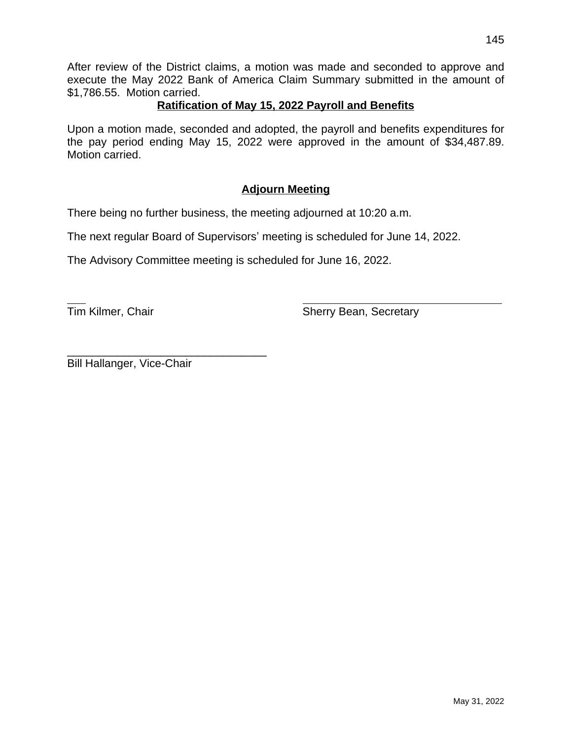After review of the District claims, a motion was made and seconded to approve and execute the May 2022 Bank of America Claim Summary submitted in the amount of $1,786.55. Motion carried.

**Ratification of May 15, 2022 Payroll and Benefits**

Upon a motion made, seconded and adopted, the payroll and benefits expenditures for the pay period ending May 15, 2022 were approved in the amount of $34,487.89. Motion carried.

**Adjourn Meeting**

There being no further business, the meeting adjourned at 10:20 a.m.

The next regular Board of Supervisors' meeting is scheduled for June 14, 2022.

The Advisory Committee meeting is scheduled for June 16, 2022.

___ Tim Kilmer, Chair

________________________________ Sherry Bean, Secretary

________________________________ Bill Hallanger, Vice-Chair